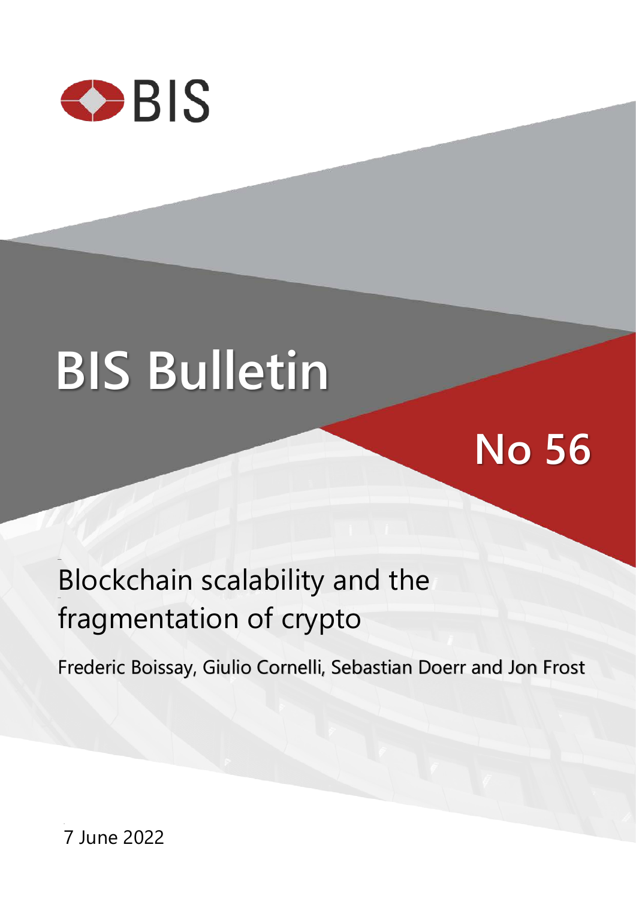BIS

# BIS Bulletin

No 56

## Blockchain scalability and the fragmentation of crypto

Frederic Boissay, Giulio Cornelli, Sebastian Doerr and Jon Frost

7 June 2022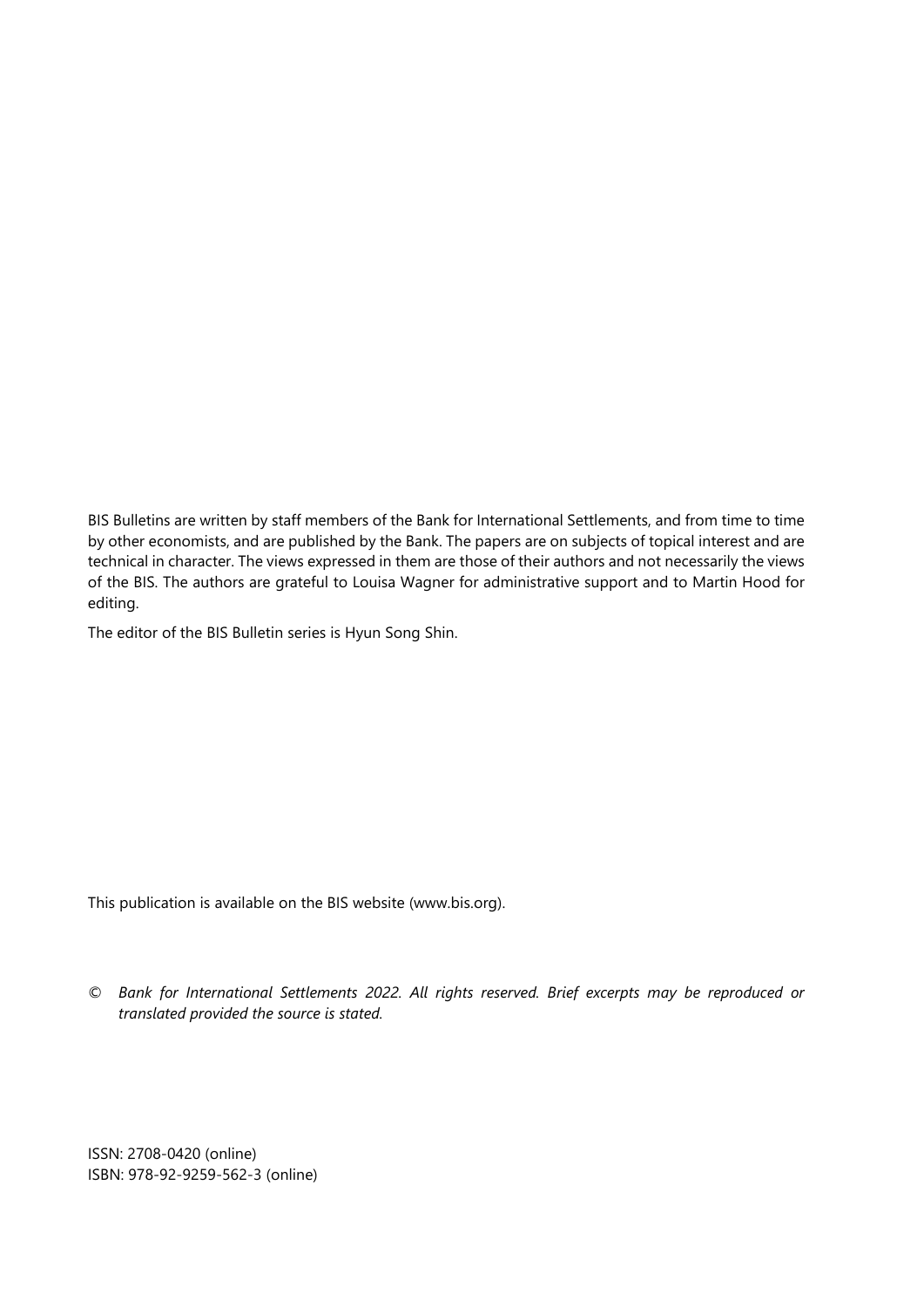BIS Bulletins are written by staff members of the Bank for International Settlements, and from time to time by other economists, and are published by the Bank. The papers are on subjects of topical interest and are technical in character. The views expressed in them are those of their authors and not necessarily the views of the BIS. The authors are grateful to Louisa Wagner for administrative support and to Martin Hood for editing.

The editor of the BIS Bulletin series is Hyun Song Shin.

This publication is available on the BIS website (www.bis.org).

© *Bank for International Settlements 2022. All rights reserved. Brief excerpts may be reproduced or translated provided the source is stated.*

ISSN: 2708-0420 (online)
ISBN: 978-92-9259-562-3 (online)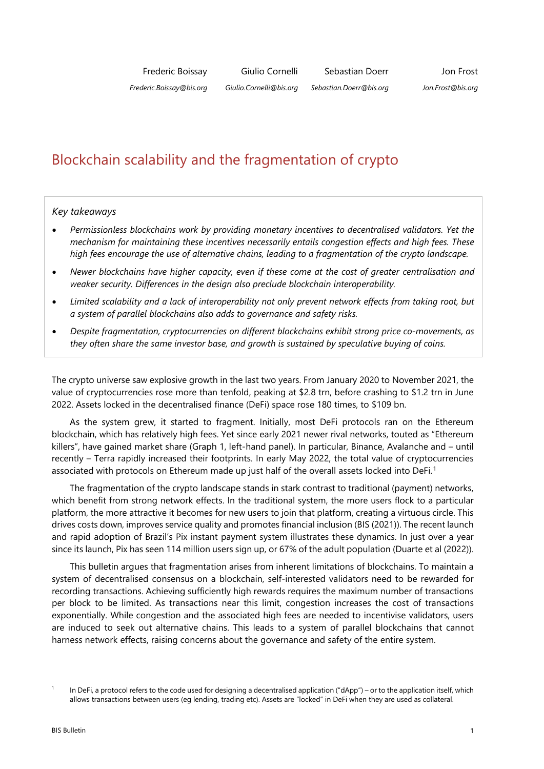Frederic Boissay — Frederic.Boissay@bis.org
Giulio Cornelli — Giulio.Cornelli@bis.org
Sebastian Doerr — Sebastian.Doerr@bis.org
Jon Frost — Jon.Frost@bis.org

# Blockchain scalability and the fragmentation of crypto

*Key takeaways*

- *Permissionless blockchains work by providing monetary incentives to decentralised validators. Yet the mechanism for maintaining these incentives necessarily entails congestion effects and high fees. These high fees encourage the use of alternative chains, leading to a fragmentation of the crypto landscape.*
- *Newer blockchains have higher capacity, even if these come at the cost of greater centralisation and weaker security. Differences in the design also preclude blockchain interoperability.*
- *Limited scalability and a lack of interoperability not only prevent network effects from taking root, but a system of parallel blockchains also adds to governance and safety risks.*
- *Despite fragmentation, cryptocurrencies on different blockchains exhibit strong price co-movements, as they often share the same investor base, and growth is sustained by speculative buying of coins.*

The crypto universe saw explosive growth in the last two years. From January 2020 to November 2021, the value of cryptocurrencies rose more than tenfold, peaking at $2.8 trn, before crashing to $1.2 trn in June 2022. Assets locked in the decentralised finance (DeFi) space rose 180 times, to $109 bn.

As the system grew, it started to fragment. Initially, most DeFi protocols ran on the Ethereum blockchain, which has relatively high fees. Yet since early 2021 newer rival networks, touted as "Ethereum killers", have gained market share (Graph 1, left-hand panel). In particular, Binance, Avalanche and – until recently – Terra rapidly increased their footprints. In early May 2022, the total value of cryptocurrencies associated with protocols on Ethereum made up just half of the overall assets locked into DeFi.[1]

The fragmentation of the crypto landscape stands in stark contrast to traditional (payment) networks, which benefit from strong network effects. In the traditional system, the more users flock to a particular platform, the more attractive it becomes for new users to join that platform, creating a virtuous circle. This drives costs down, improves service quality and promotes financial inclusion (BIS (2021)). The recent launch and rapid adoption of Brazil's Pix instant payment system illustrates these dynamics. In just over a year since its launch, Pix has seen 114 million users sign up, or 67% of the adult population (Duarte et al (2022)).

This bulletin argues that fragmentation arises from inherent limitations of blockchains. To maintain a system of decentralised consensus on a blockchain, self-interested validators need to be rewarded for recording transactions. Achieving sufficiently high rewards requires the maximum number of transactions per block to be limited. As transactions near this limit, congestion increases the cost of transactions exponentially. While congestion and the associated high fees are needed to incentivise validators, users are induced to seek out alternative chains. This leads to a system of parallel blockchains that cannot harness network effects, raising concerns about the governance and safety of the entire system.

[1] In DeFi, a protocol refers to the code used for designing a decentralised application ("dApp") – or to the application itself, which allows transactions between users (eg lending, trading etc). Assets are "locked" in DeFi when they are used as collateral.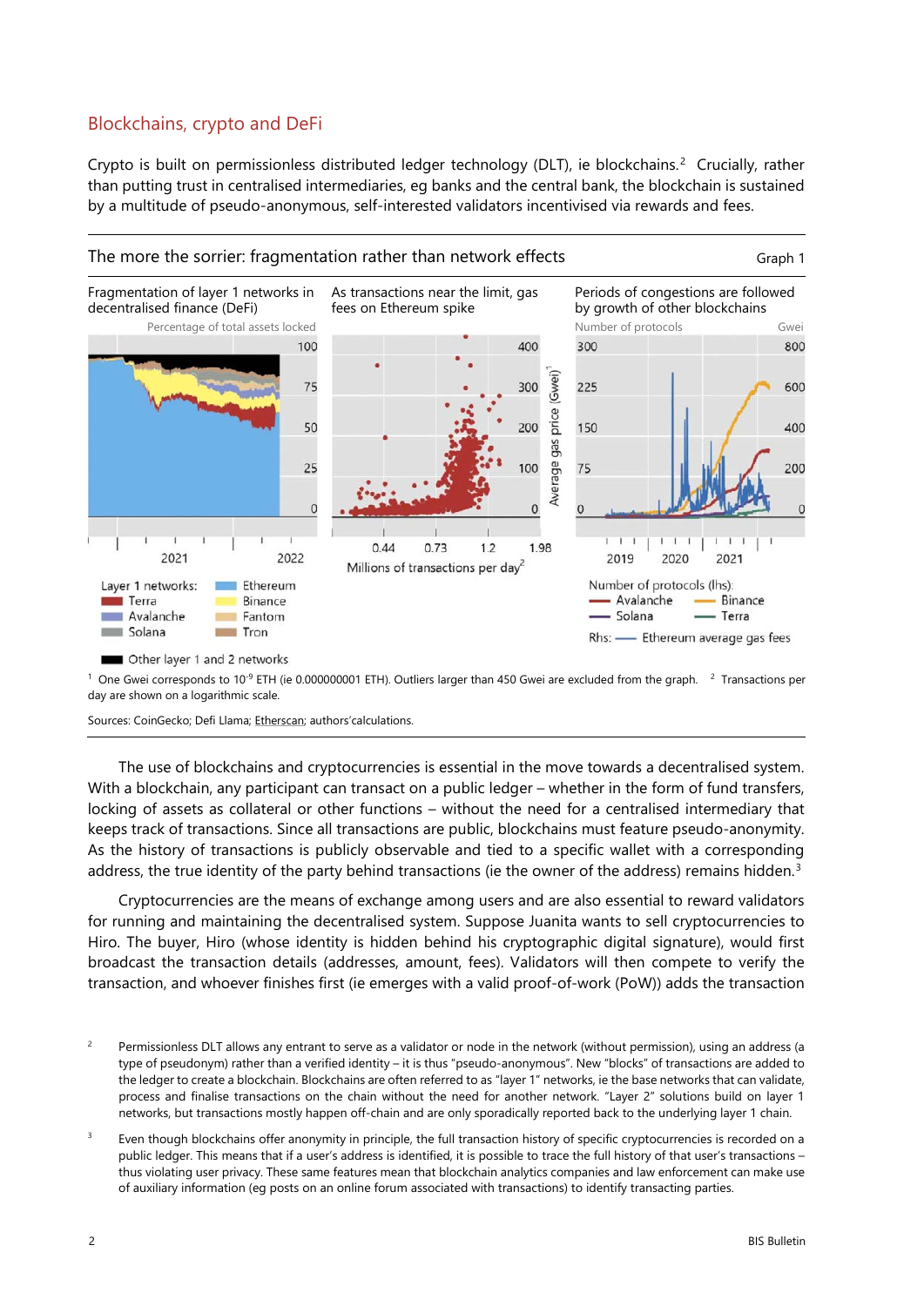## Blockchains, crypto and DeFi

Crypto is built on permissionless distributed ledger technology (DLT), ie blockchains.[2] Crucially, rather than putting trust in centralised intermediaries, eg banks and the central bank, the blockchain is sustained by a multitude of pseudo-anonymous, self-interested validators incentivised via rewards and fees.

The more the sorrier: fragmentation rather than network effects — Graph 1

Fragmentation of layer 1 networks in decentralised finance (DeFi) — Percentage of total assets locked

Layer 1 networks: Ethereum, Terra, Binance, Avalanche, Fantom, Solana, Tron, Other layer 1 and 2 networks

As transactions near the limit, gas fees on Ethereum spike — Average gas price (Gwei)[1]; Millions of transactions per day[2]

Periods of congestions are followed by growth of other blockchains — Number of protocols; Gwei

Number of protocols (lhs): Avalanche, Binance, Solana, Terra; Rhs: Ethereum average gas fees

[1] One Gwei corresponds to $10^{-9}$ ETH (ie 0.000000001 ETH). Outliers larger than 450 Gwei are excluded from the graph. [2] Transactions per day are shown on a logarithmic scale.

Sources: CoinGecko; Defi Llama; Etherscan; authors' calculations.

The use of blockchains and cryptocurrencies is essential in the move towards a decentralised system. With a blockchain, any participant can transact on a public ledger – whether in the form of fund transfers, locking of assets as collateral or other functions – without the need for a centralised intermediary that keeps track of transactions. Since all transactions are public, blockchains must feature pseudo-anonymity. As the history of transactions is publicly observable and tied to a specific wallet with a corresponding address, the true identity of the party behind transactions (ie the owner of the address) remains hidden.[3]

Cryptocurrencies are the means of exchange among users and are also essential to reward validators for running and maintaining the decentralised system. Suppose Juanita wants to sell cryptocurrencies to Hiro. The buyer, Hiro (whose identity is hidden behind his cryptographic digital signature), would first broadcast the transaction details (addresses, amount, fees). Validators will then compete to verify the transaction, and whoever finishes first (ie emerges with a valid proof-of-work (PoW)) adds the transaction

[2] Permissionless DLT allows any entrant to serve as a validator or node in the network (without permission), using an address (a type of pseudonym) rather than a verified identity – it is thus "pseudo-anonymous". New "blocks" of transactions are added to the ledger to create a blockchain. Blockchains are often referred to as "layer 1" networks, ie the base networks that can validate, process and finalise transactions on the chain without the need for another network. "Layer 2" solutions build on layer 1 networks, but transactions mostly happen off-chain and are only sporadically reported back to the underlying layer 1 chain.

[3] Even though blockchains offer anonymity in principle, the full transaction history of specific cryptocurrencies is recorded on a public ledger. This means that if a user's address is identified, it is possible to trace the full history of that user's transactions – thus violating user privacy. These same features mean that blockchain analytics companies and law enforcement can make use of auxiliary information (eg posts on an online forum associated with transactions) to identify transacting parties.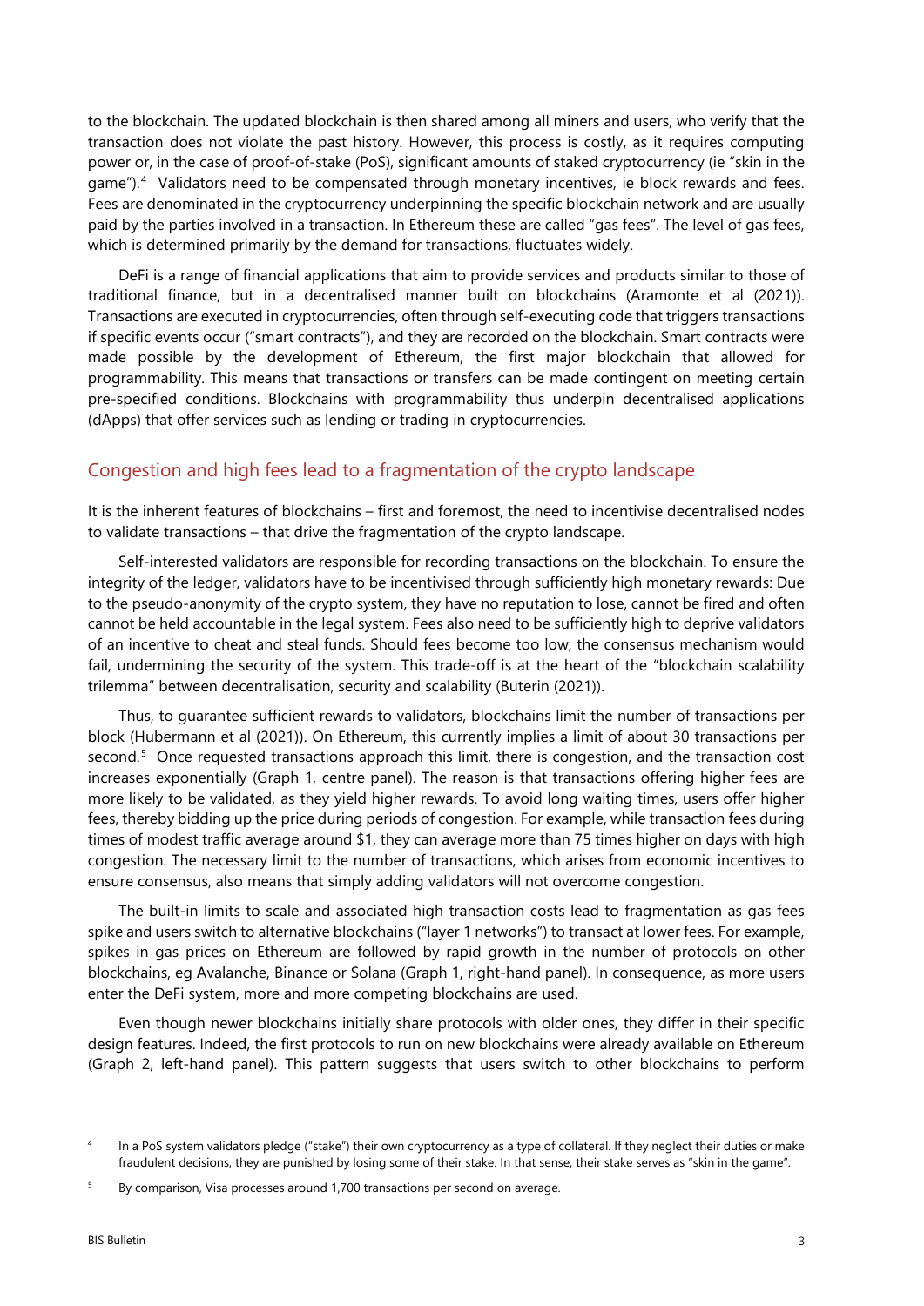to the blockchain. The updated blockchain is then shared among all miners and users, who verify that the transaction does not violate the past history. However, this process is costly, as it requires computing power or, in the case of proof-of-stake (PoS), significant amounts of staked cryptocurrency (ie "skin in the game").[4] Validators need to be compensated through monetary incentives, ie block rewards and fees. Fees are denominated in the cryptocurrency underpinning the specific blockchain network and are usually paid by the parties involved in a transaction. In Ethereum these are called "gas fees". The level of gas fees, which is determined primarily by the demand for transactions, fluctuates widely.

DeFi is a range of financial applications that aim to provide services and products similar to those of traditional finance, but in a decentralised manner built on blockchains (Aramonte et al (2021)). Transactions are executed in cryptocurrencies, often through self-executing code that triggers transactions if specific events occur ("smart contracts"), and they are recorded on the blockchain. Smart contracts were made possible by the development of Ethereum, the first major blockchain that allowed for programmability. This means that transactions or transfers can be made contingent on meeting certain pre-specified conditions. Blockchains with programmability thus underpin decentralised applications (dApps) that offer services such as lending or trading in cryptocurrencies.

## Congestion and high fees lead to a fragmentation of the crypto landscape

It is the inherent features of blockchains – first and foremost, the need to incentivise decentralised nodes to validate transactions – that drive the fragmentation of the crypto landscape.

Self-interested validators are responsible for recording transactions on the blockchain. To ensure the integrity of the ledger, validators have to be incentivised through sufficiently high monetary rewards: Due to the pseudo-anonymity of the crypto system, they have no reputation to lose, cannot be fired and often cannot be held accountable in the legal system. Fees also need to be sufficiently high to deprive validators of an incentive to cheat and steal funds. Should fees become too low, the consensus mechanism would fail, undermining the security of the system. This trade-off is at the heart of the "blockchain scalability trilemma" between decentralisation, security and scalability (Buterin (2021)).

Thus, to guarantee sufficient rewards to validators, blockchains limit the number of transactions per block (Hubermann et al (2021)). On Ethereum, this currently implies a limit of about 30 transactions per second.[5] Once requested transactions approach this limit, there is congestion, and the transaction cost increases exponentially (Graph 1, centre panel). The reason is that transactions offering higher fees are more likely to be validated, as they yield higher rewards. To avoid long waiting times, users offer higher fees, thereby bidding up the price during periods of congestion. For example, while transaction fees during times of modest traffic average around $1, they can average more than 75 times higher on days with high congestion. The necessary limit to the number of transactions, which arises from economic incentives to ensure consensus, also means that simply adding validators will not overcome congestion.

The built-in limits to scale and associated high transaction costs lead to fragmentation as gas fees spike and users switch to alternative blockchains ("layer 1 networks") to transact at lower fees. For example, spikes in gas prices on Ethereum are followed by rapid growth in the number of protocols on other blockchains, eg Avalanche, Binance or Solana (Graph 1, right-hand panel). In consequence, as more users enter the DeFi system, more and more competing blockchains are used.

Even though newer blockchains initially share protocols with older ones, they differ in their specific design features. Indeed, the first protocols to run on new blockchains were already available on Ethereum (Graph 2, left-hand panel). This pattern suggests that users switch to other blockchains to perform

[4] In a PoS system validators pledge ("stake") their own cryptocurrency as a type of collateral. If they neglect their duties or make fraudulent decisions, they are punished by losing some of their stake. In that sense, their stake serves as "skin in the game".

[5] By comparison, Visa processes around 1,700 transactions per second on average.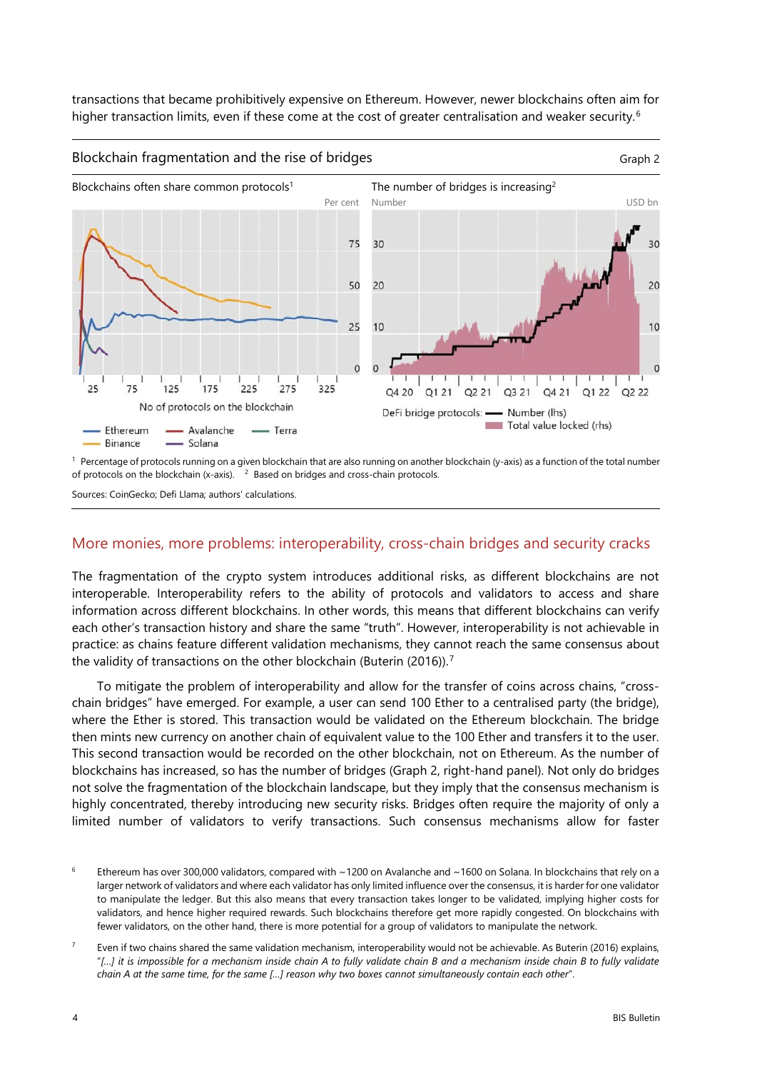transactions that became prohibitively expensive on Ethereum. However, newer blockchains often aim for higher transaction limits, even if these come at the cost of greater centralisation and weaker security.[6]

Blockchain fragmentation and the rise of bridges — Graph 2

Blockchains often share common protocols[1]

The number of bridges is increasing[2]

DeFi bridge protocols: Number (lhs); Total value locked (rhs)

[1] Percentage of protocols running on a given blockchain that are also running on another blockchain (y-axis) as a function of the total number of protocols on the blockchain (x-axis). [2] Based on bridges and cross-chain protocols.

Sources: CoinGecko; Defi Llama; authors' calculations.

## More monies, more problems: interoperability, cross-chain bridges and security cracks

The fragmentation of the crypto system introduces additional risks, as different blockchains are not interoperable. Interoperability refers to the ability of protocols and validators to access and share information across different blockchains. In other words, this means that different blockchains can verify each other's transaction history and share the same "truth". However, interoperability is not achievable in practice: as chains feature different validation mechanisms, they cannot reach the same consensus about the validity of transactions on the other blockchain (Buterin (2016)).[7]

To mitigate the problem of interoperability and allow for the transfer of coins across chains, "cross-chain bridges" have emerged. For example, a user can send 100 Ether to a centralised party (the bridge), where the Ether is stored. This transaction would be validated on the Ethereum blockchain. The bridge then mints new currency on another chain of equivalent value to the 100 Ether and transfers it to the user. This second transaction would be recorded on the other blockchain, not on Ethereum. As the number of blockchains has increased, so has the number of bridges (Graph 2, right-hand panel). Not only do bridges not solve the fragmentation of the blockchain landscape, but they imply that the consensus mechanism is highly concentrated, thereby introducing new security risks. Bridges often require the majority of only a limited number of validators to verify transactions. Such consensus mechanisms allow for faster

[6] Ethereum has over 300,000 validators, compared with ~1200 on Avalanche and ~1600 on Solana. In blockchains that rely on a larger network of validators and where each validator has only limited influence over the consensus, it is harder for one validator to manipulate the ledger. But this also means that every transaction takes longer to be validated, implying higher costs for validators, and hence higher required rewards. Such blockchains therefore get more rapidly congested. On blockchains with fewer validators, on the other hand, there is more potential for a group of validators to manipulate the network.

[7] Even if two chains shared the same validation mechanism, interoperability would not be achievable. As Buterin (2016) explains, "*[...] it is impossible for a mechanism inside chain A to fully validate chain B and a mechanism inside chain B to fully validate chain A at the same time, for the same [...] reason why two boxes cannot simultaneously contain each other*".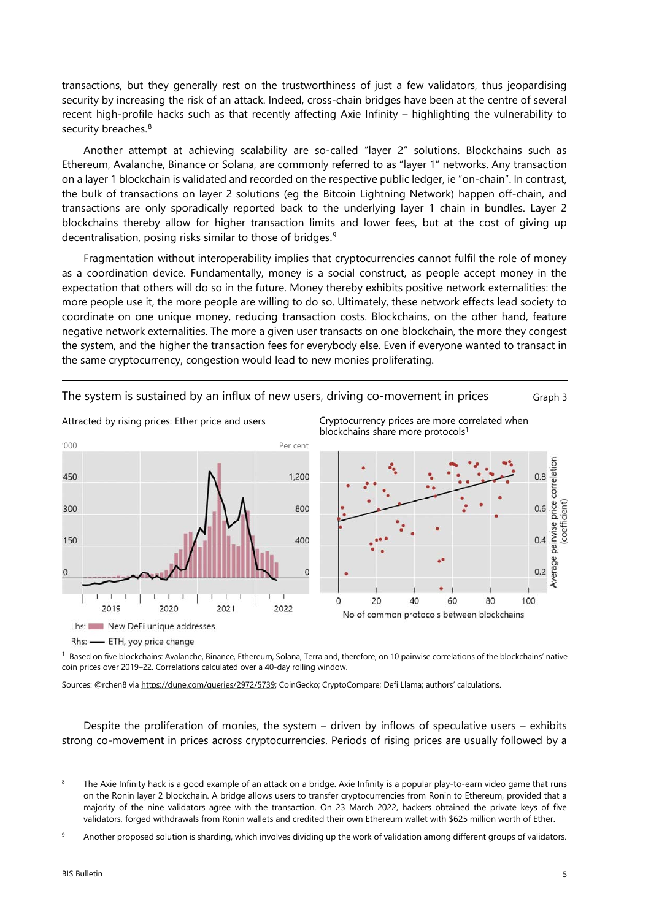transactions, but they generally rest on the trustworthiness of just a few validators, thus jeopardising security by increasing the risk of an attack. Indeed, cross-chain bridges have been at the centre of several recent high-profile hacks such as that recently affecting Axie Infinity – highlighting the vulnerability to security breaches.[8]

Another attempt at achieving scalability are so-called "layer 2" solutions. Blockchains such as Ethereum, Avalanche, Binance or Solana, are commonly referred to as "layer 1" networks. Any transaction on a layer 1 blockchain is validated and recorded on the respective public ledger, ie "on-chain". In contrast, the bulk of transactions on layer 2 solutions (eg the Bitcoin Lightning Network) happen off-chain, and transactions are only sporadically reported back to the underlying layer 1 chain in bundles. Layer 2 blockchains thereby allow for higher transaction limits and lower fees, but at the cost of giving up decentralisation, posing risks similar to those of bridges.[9]

Fragmentation without interoperability implies that cryptocurrencies cannot fulfil the role of money as a coordination device. Fundamentally, money is a social construct, as people accept money in the expectation that others will do so in the future. Money thereby exhibits positive network externalities: the more people use it, the more people are willing to do so. Ultimately, these network effects lead society to coordinate on one unique money, reducing transaction costs. Blockchains, on the other hand, feature negative network externalities. The more a given user transacts on one blockchain, the more they congest the system, and the higher the transaction fees for everybody else. Even if everyone wanted to transact in the same cryptocurrency, congestion would lead to new monies proliferating.

**The system is sustained by an influx of new users, driving co-movement in prices** — Graph 3

Attracted by rising prices: Ether price and users

Cryptocurrency prices are more correlated when blockchains share more protocols[1]

Lhs: New DeFi unique addresses
Rhs: ETH, yoy price change

[1] Based on five blockchains: Avalanche, Binance, Ethereum, Solana, Terra and, therefore, on 10 pairwise correlations of the blockchains' native coin prices over 2019–22. Correlations calculated over a 40-day rolling window.

Sources: @rchen8 via https://dune.com/queries/2972/5739; CoinGecko; CryptoCompare; Defi Llama; authors' calculations.

Despite the proliferation of monies, the system – driven by inflows of speculative users – exhibits strong co-movement in prices across cryptocurrencies. Periods of rising prices are usually followed by a

[8] The Axie Infinity hack is a good example of an attack on a bridge. Axie Infinity is a popular play-to-earn video game that runs on the Ronin layer 2 blockchain. A bridge allows users to transfer cryptocurrencies from Ronin to Ethereum, provided that a majority of the nine validators agree with the transaction. On 23 March 2022, hackers obtained the private keys of five validators, forged withdrawals from Ronin wallets and credited their own Ethereum wallet with $625 million worth of Ether.

[9] Another proposed solution is sharding, which involves dividing up the work of validation among different groups of validators.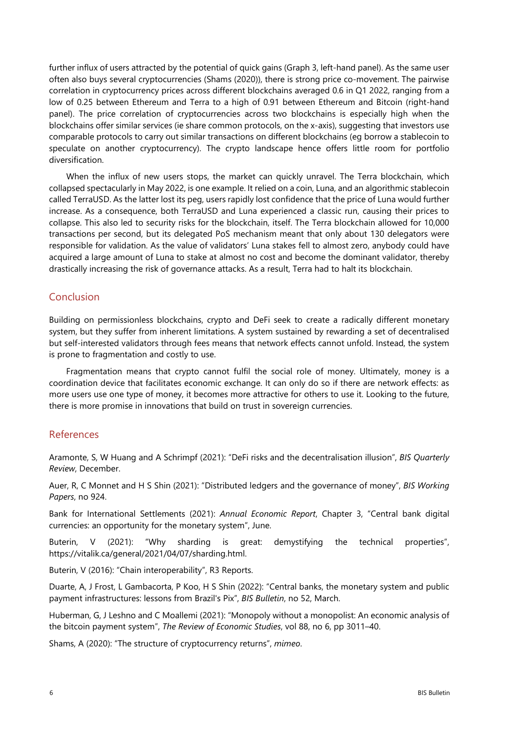further influx of users attracted by the potential of quick gains (Graph 3, left-hand panel). As the same user often also buys several cryptocurrencies (Shams (2020)), there is strong price co-movement. The pairwise correlation in cryptocurrency prices across different blockchains averaged 0.6 in Q1 2022, ranging from a low of 0.25 between Ethereum and Terra to a high of 0.91 between Ethereum and Bitcoin (right-hand panel). The price correlation of cryptocurrencies across two blockchains is especially high when the blockchains offer similar services (ie share common protocols, on the x-axis), suggesting that investors use comparable protocols to carry out similar transactions on different blockchains (eg borrow a stablecoin to speculate on another cryptocurrency). The crypto landscape hence offers little room for portfolio diversification.

When the influx of new users stops, the market can quickly unravel. The Terra blockchain, which collapsed spectacularly in May 2022, is one example. It relied on a coin, Luna, and an algorithmic stablecoin called TerraUSD. As the latter lost its peg, users rapidly lost confidence that the price of Luna would further increase. As a consequence, both TerraUSD and Luna experienced a classic run, causing their prices to collapse. This also led to security risks for the blockchain, itself. The Terra blockchain allowed for 10,000 transactions per second, but its delegated PoS mechanism meant that only about 130 delegators were responsible for validation. As the value of validators' Luna stakes fell to almost zero, anybody could have acquired a large amount of Luna to stake at almost no cost and become the dominant validator, thereby drastically increasing the risk of governance attacks. As a result, Terra had to halt its blockchain.

## Conclusion

Building on permissionless blockchains, crypto and DeFi seek to create a radically different monetary system, but they suffer from inherent limitations. A system sustained by rewarding a set of decentralised but self-interested validators through fees means that network effects cannot unfold. Instead, the system is prone to fragmentation and costly to use.

Fragmentation means that crypto cannot fulfil the social role of money. Ultimately, money is a coordination device that facilitates economic exchange. It can only do so if there are network effects: as more users use one type of money, it becomes more attractive for others to use it. Looking to the future, there is more promise in innovations that build on trust in sovereign currencies.

## References

Aramonte, S, W Huang and A Schrimpf (2021): "DeFi risks and the decentralisation illusion", *BIS Quarterly Review*, December.

Auer, R, C Monnet and H S Shin (2021): "Distributed ledgers and the governance of money", *BIS Working Papers*, no 924.

Bank for International Settlements (2021): *Annual Economic Report*, Chapter 3, "Central bank digital currencies: an opportunity for the monetary system", June.

Buterin, V (2021): "Why sharding is great: demystifying the technical properties", https://vitalik.ca/general/2021/04/07/sharding.html.

Buterin, V (2016): "Chain interoperability", R3 Reports.

Duarte, A, J Frost, L Gambacorta, P Koo, H S Shin (2022): "Central banks, the monetary system and public payment infrastructures: lessons from Brazil's Pix", *BIS Bulletin*, no 52, March.

Huberman, G, J Leshno and C Moallemi (2021): "Monopoly without a monopolist: An economic analysis of the bitcoin payment system", *The Review of Economic Studies*, vol 88, no 6, pp 3011–40.

Shams, A (2020): "The structure of cryptocurrency returns", *mimeo*.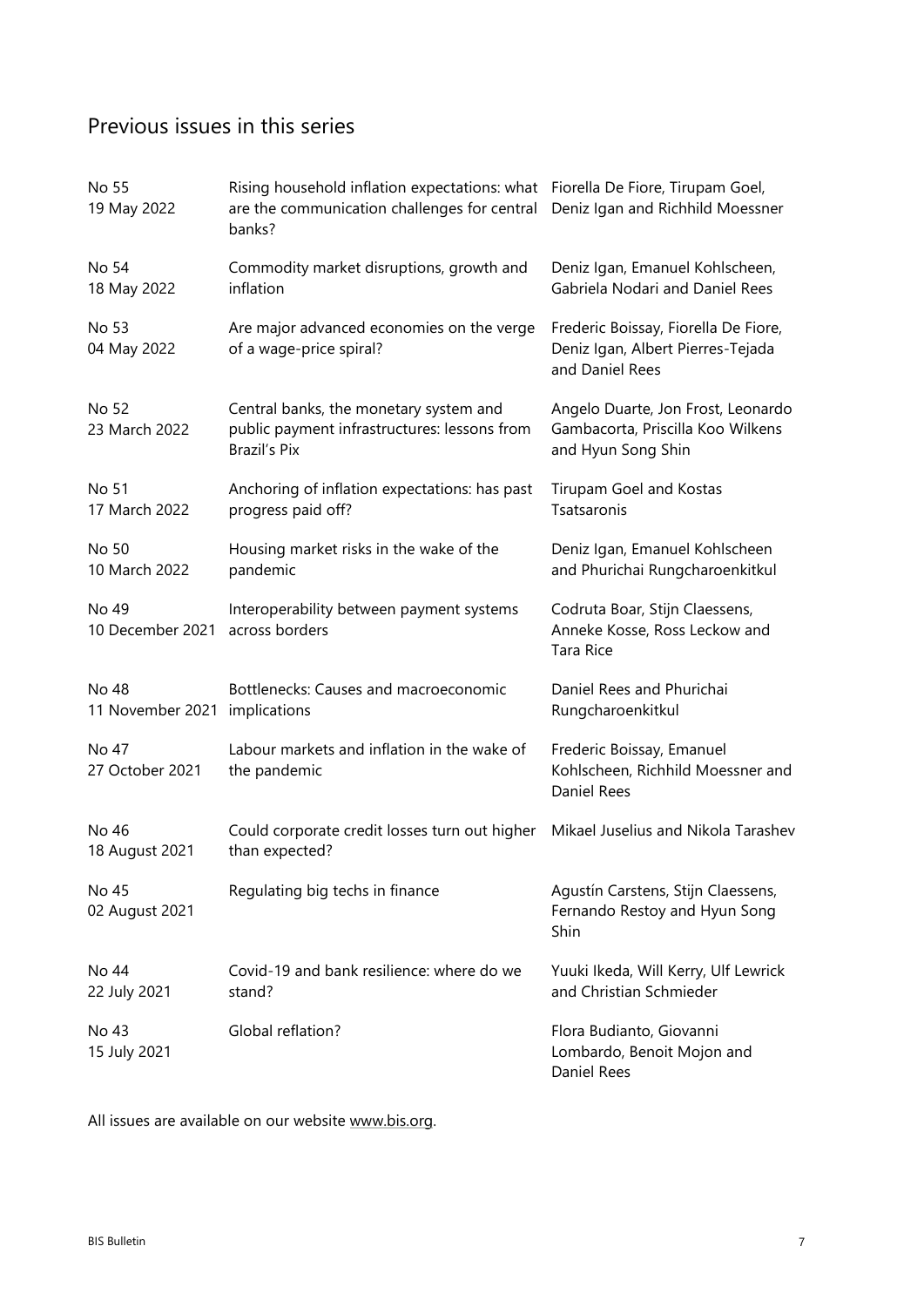## Previous issues in this series

| | | |
|---|---|---|
| No 55<br>19 May 2022 | Rising household inflation expectations: what are the communication challenges for central banks? | Fiorella De Fiore, Tirupam Goel, Deniz Igan and Richhild Moessner |
| No 54<br>18 May 2022 | Commodity market disruptions, growth and inflation | Deniz Igan, Emanuel Kohlscheen, Gabriela Nodari and Daniel Rees |
| No 53<br>04 May 2022 | Are major advanced economies on the verge of a wage-price spiral? | Frederic Boissay, Fiorella De Fiore, Deniz Igan, Albert Pierres-Tejada and Daniel Rees |
| No 52<br>23 March 2022 | Central banks, the monetary system and public payment infrastructures: lessons from Brazil's Pix | Angelo Duarte, Jon Frost, Leonardo Gambacorta, Priscilla Koo Wilkens and Hyun Song Shin |
| No 51<br>17 March 2022 | Anchoring of inflation expectations: has past progress paid off? | Tirupam Goel and Kostas Tsatsaronis |
| No 50<br>10 March 2022 | Housing market risks in the wake of the pandemic | Deniz Igan, Emanuel Kohlscheen and Phurichai Rungcharoenkitkul |
| No 49<br>10 December 2021 | Interoperability between payment systems across borders | Codruta Boar, Stijn Claessens, Anneke Kosse, Ross Leckow and Tara Rice |
| No 48<br>11 November 2021 | Bottlenecks: Causes and macroeconomic implications | Daniel Rees and Phurichai Rungcharoenkitkul |
| No 47<br>27 October 2021 | Labour markets and inflation in the wake of the pandemic | Frederic Boissay, Emanuel Kohlscheen, Richhild Moessner and Daniel Rees |
| No 46<br>18 August 2021 | Could corporate credit losses turn out higher than expected? | Mikael Juselius and Nikola Tarashev |
| No 45<br>02 August 2021 | Regulating big techs in finance | Agustín Carstens, Stijn Claessens, Fernando Restoy and Hyun Song Shin |
| No 44<br>22 July 2021 | Covid-19 and bank resilience: where do we stand? | Yuuki Ikeda, Will Kerry, Ulf Lewrick and Christian Schmieder |
| No 43<br>15 July 2021 | Global reflation? | Flora Budianto, Giovanni Lombardo, Benoit Mojon and Daniel Rees |

All issues are available on our website www.bis.org.